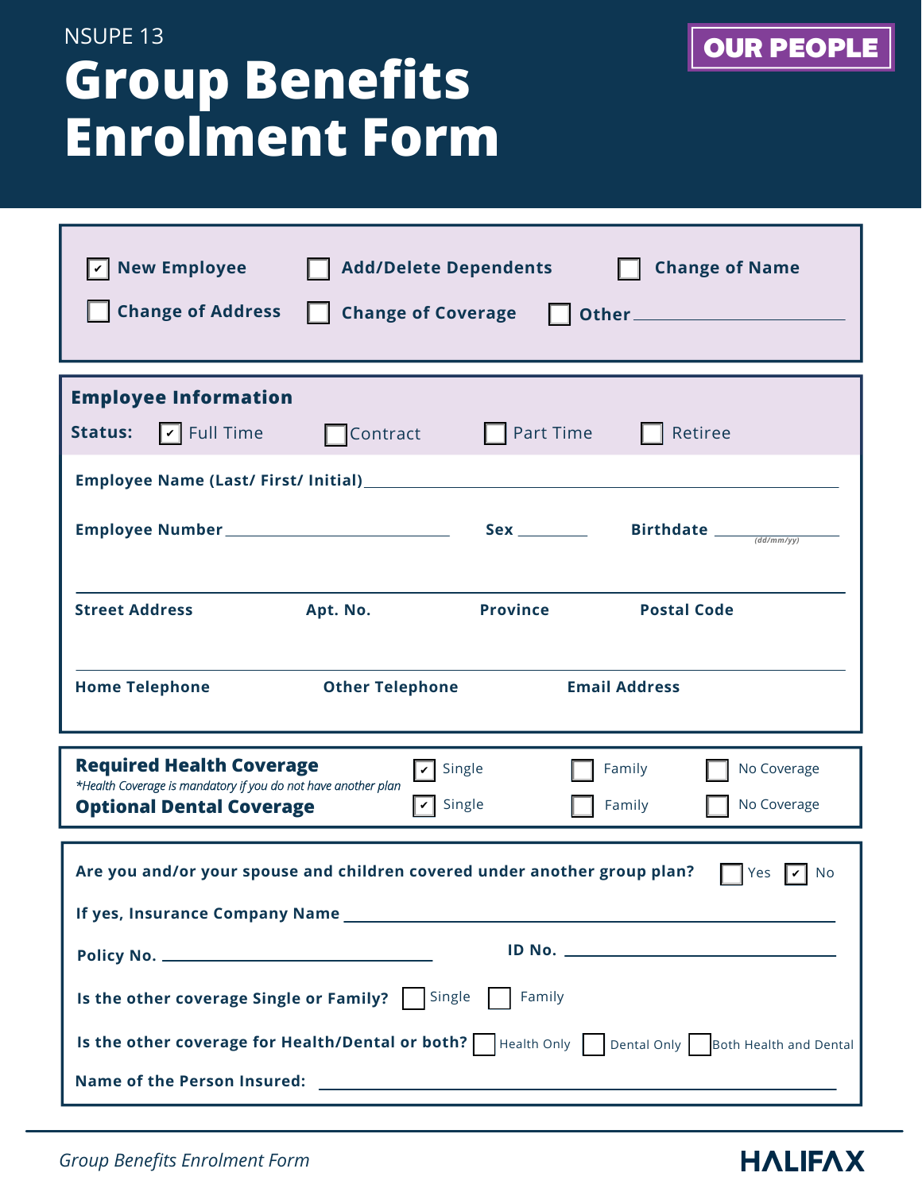NSUPE 13

# Group Benefits Enrolment Form

**OUR PEOPLE**

- [x] **New Employee**
- [ ] **Add/Delete Dependents**
- [ ] **Change of Name**
- [ ] **Change of Address**
- [ ] **Change of Coverage**
- [ ] **Other** ____________________

## Employee Information

**Status:** [x] Full Time [ ] Contract [ ] Part Time [ ] Retiree

**Employee Name (Last/ First/ Initial)** ____________________

**Employee Number** ____________________ **Sex** ________ **Birthdate** ____________ *(dd/mm/yy)*

**Street Address** | **Apt. No.** | **Province** | **Postal Code**

**Home Telephone** | **Other Telephone** | **Email Address**

**Required Health Coverage** [x] Single [ ] Family [ ] No Coverage

*\*Health Coverage is mandatory if you do not have another plan*

**Optional Dental Coverage** [x] Single [ ] Family [ ] No Coverage

**Are you and/or your spouse and children covered under another group plan?** [ ] Yes [x] No

**If yes, Insurance Company Name** ____________________

**Policy No.** ____________________ **ID No.** ____________________

**Is the other coverage Single or Family?** [ ] Single [ ] Family

**Is the other coverage for Health/Dental or both?** [ ] Health Only [ ] Dental Only [ ] Both Health and Dental

**Name of the Person Insured:** ____________________

*Group Benefits Enrolment Form*

HALIFAX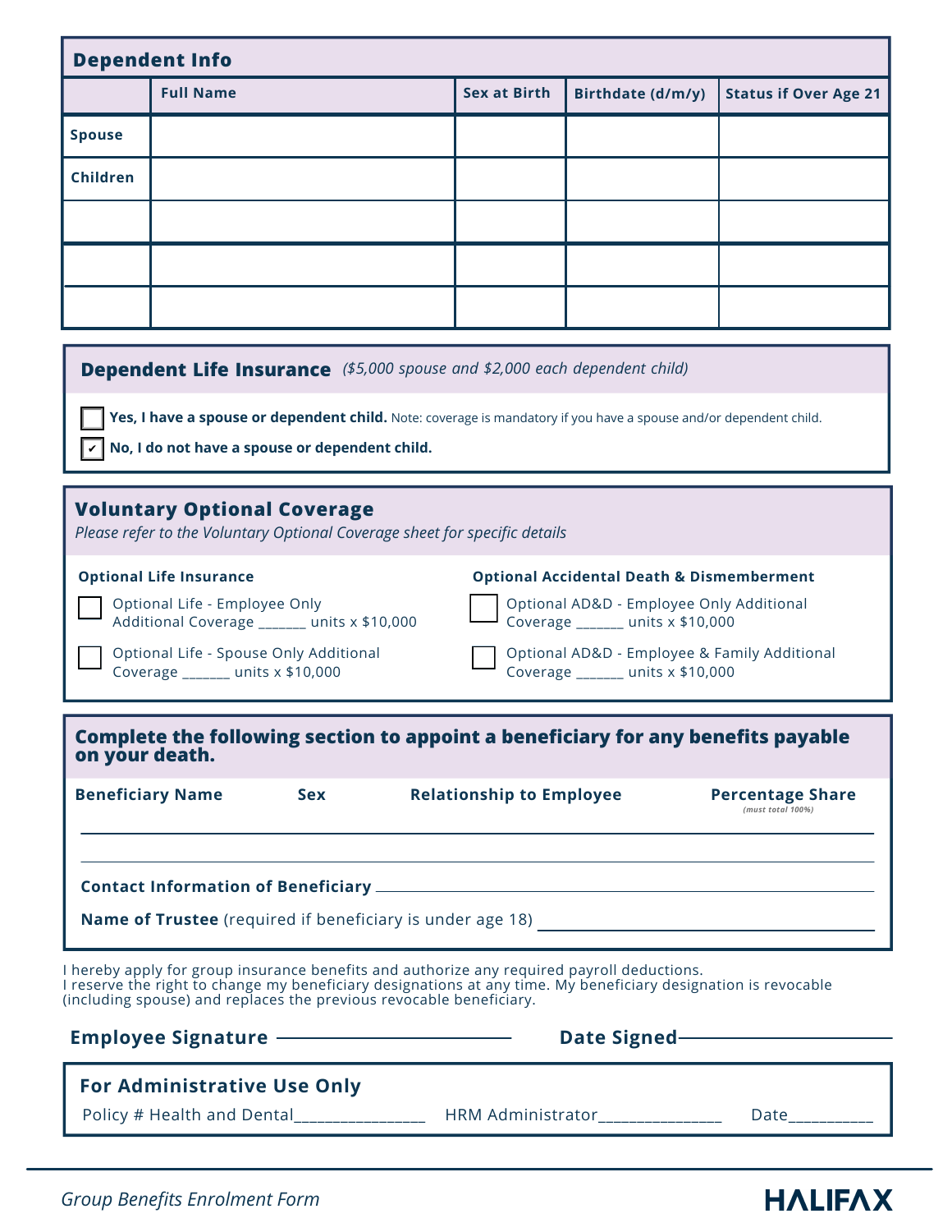## Dependent Info

| | Full Name | Sex at Birth | Birthdate (d/m/y) | Status if Over Age 21 |
|---|---|---|---|---|
| Spouse | | | | |
| Children | | | | |
| | | | | |
| | | | | |
| | | | | |

## Dependent Life Insurance *($5,000 spouse and $2,000 each dependent child)*

☐ **Yes, I have a spouse or dependent child.** Note: coverage is mandatory if you have a spouse and/or dependent child.

☑ **No, I do not have a spouse or dependent child.**

## Voluntary Optional Coverage

*Please refer to the Voluntary Optional Coverage sheet for specific details*

**Optional Life Insurance**

☐ Optional Life - Employee Only Additional Coverage _______ units x $10,000

☐ Optional Life - Spouse Only Additional Coverage _______ units x $10,000

**Optional Accidental Death & Dismemberment**

☐ Optional AD&D - Employee Only Additional Coverage _______ units x $10,000

☐ Optional AD&D - Employee & Family Additional Coverage _______ units x $10,000

## Complete the following section to appoint a beneficiary for any benefits payable on your death.

| Beneficiary Name | Sex | Relationship to Employee | Percentage Share *(must total 100%)* |
|---|---|---|---|
| | | | |
| | | | |

**Contact Information of Beneficiary** ____________________________________________

**Name of Trustee** (required if beneficiary is under age 18) ______________________________

I hereby apply for group insurance benefits and authorize any required payroll deductions.
I reserve the right to change my beneficiary designations at any time. My beneficiary designation is revocable (including spouse) and replaces the previous revocable beneficiary.

**Employee Signature** ______________________ **Date Signed** ______________________

### For Administrative Use Only

Policy # Health and Dental________________ HRM Administrator_______________ Date__________

*Group Benefits Enrolment Form*

HALIFAX